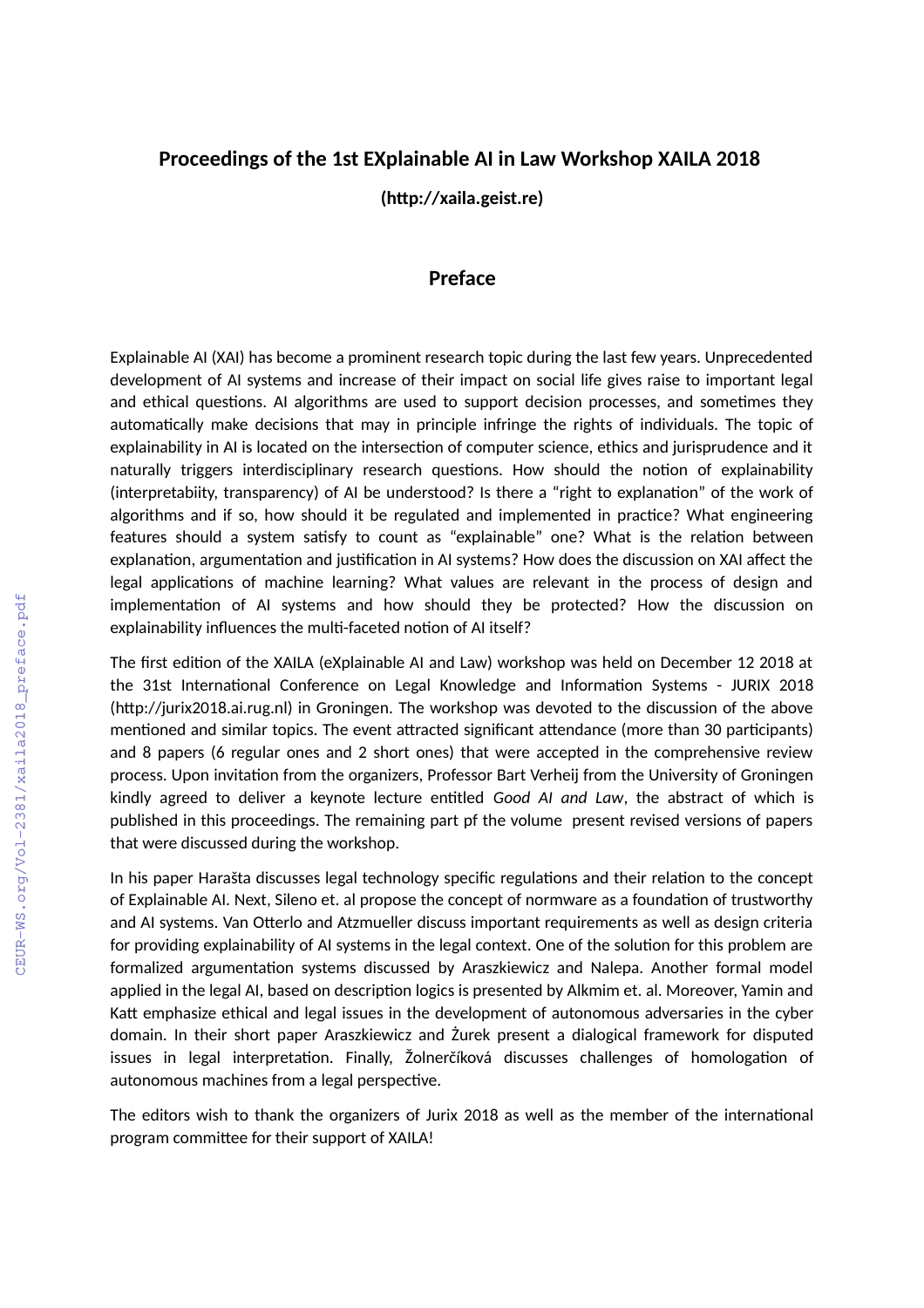# Proceedings of the 1st EXplainable AI in Law Workshop XAILA 2018

**(http://xaila.geist.re)**

## Preface

Explainable AI (XAI) has become a prominent research topic during the last few years. Unprecedented development of AI systems and increase of their impact on social life gives raise to important legal and ethical questions. AI algorithms are used to support decision processes, and sometimes they automatically make decisions that may in principle infringe the rights of individuals. The topic of explainability in AI is located on the intersection of computer science, ethics and jurisprudence and it naturally triggers interdisciplinary research questions. How should the notion of explainability (interpretabiity, transparency) of AI be understood? Is there a “right to explanation” of the work of algorithms and if so, how should it be regulated and implemented in practice? What engineering features should a system satisfy to count as “explainable” one? What is the relation between explanation, argumentation and justification in AI systems? How does the discussion on XAI affect the legal applications of machine learning? What values are relevant in the process of design and implementation of AI systems and how should they be protected? How the discussion on explainability influences the multi-faceted notion of AI itself?

The first edition of the XAILA (eXplainable AI and Law) workshop was held on December 12 2018 at the 31st International Conference on Legal Knowledge and Information Systems - JURIX 2018 (http://jurix2018.ai.rug.nl) in Groningen. The workshop was devoted to the discussion of the above mentioned and similar topics. The event attracted significant attendance (more than 30 participants) and 8 papers (6 regular ones and 2 short ones) that were accepted in the comprehensive review process. Upon invitation from the organizers, Professor Bart Verheij from the University of Groningen kindly agreed to deliver a keynote lecture entitled *Good AI and Law*, the abstract of which is published in this proceedings. The remaining part pf the volume present revised versions of papers that were discussed during the workshop.

In his paper Harašta discusses legal technology specific regulations and their relation to the concept of Explainable AI. Next, Sileno et. al propose the concept of normware as a foundation of trustworthy and AI systems. Van Otterlo and Atzmueller discuss important requirements as well as design criteria for providing explainability of AI systems in the legal context. One of the solution for this problem are formalized argumentation systems discussed by Araszkiewicz and Nalepa. Another formal model applied in the legal AI, based on description logics is presented by Alkmim et. al. Moreover, Yamin and Katt emphasize ethical and legal issues in the development of autonomous adversaries in the cyber domain. In their short paper Araszkiewicz and Żurek present a dialogical framework for disputed issues in legal interpretation. Finally, Žolnerčíková discusses challenges of homologation of autonomous machines from a legal perspective.

The editors wish to thank the organizers of Jurix 2018 as well as the member of the international program committee for their support of XAILA!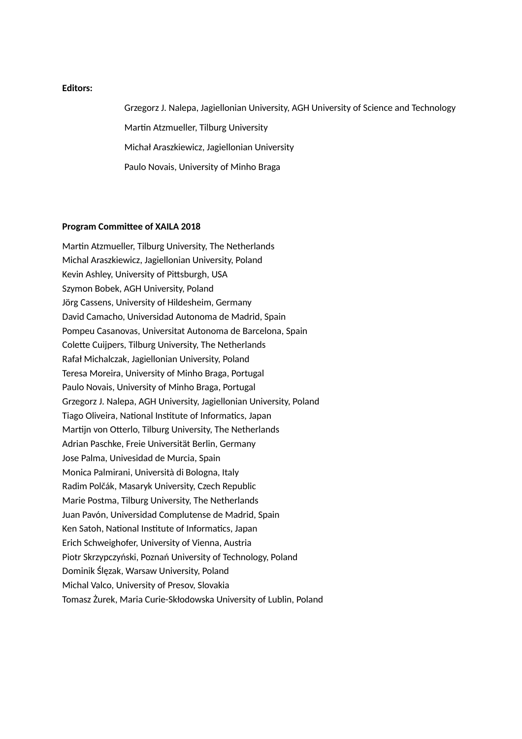**Editors:**

Grzegorz J. Nalepa, Jagiellonian University, AGH University of Science and Technology

Martin Atzmueller, Tilburg University

Michał Araszkiewicz, Jagiellonian University

Paulo Novais, University of Minho Braga

**Program Committee of XAILA 2018**

Martin Atzmueller, Tilburg University, The Netherlands
Michal Araszkiewicz, Jagiellonian University, Poland
Kevin Ashley, University of Pittsburgh, USA
Szymon Bobek, AGH University, Poland
Jörg Cassens, University of Hildesheim, Germany
David Camacho, Universidad Autonoma de Madrid, Spain
Pompeu Casanovas, Universitat Autonoma de Barcelona, Spain
Colette Cuijpers, Tilburg University, The Netherlands
Rafał Michalczak, Jagiellonian University, Poland
Teresa Moreira, University of Minho Braga, Portugal
Paulo Novais, University of Minho Braga, Portugal
Grzegorz J. Nalepa, AGH University, Jagiellonian University, Poland
Tiago Oliveira, National Institute of Informatics, Japan
Martijn von Otterlo, Tilburg University, The Netherlands
Adrian Paschke, Freie Universität Berlin, Germany
Jose Palma, Univesidad de Murcia, Spain
Monica Palmirani, Università di Bologna, Italy
Radim Polčák, Masaryk University, Czech Republic
Marie Postma, Tilburg University, The Netherlands
Juan Pavón, Universidad Complutense de Madrid, Spain
Ken Satoh, National Institute of Informatics, Japan
Erich Schweighofer, University of Vienna, Austria
Piotr Skrzypczyński, Poznań University of Technology, Poland
Dominik Ślęzak, Warsaw University, Poland
Michal Valco, University of Presov, Slovakia
Tomasz Żurek, Maria Curie-Skłodowska University of Lublin, Poland